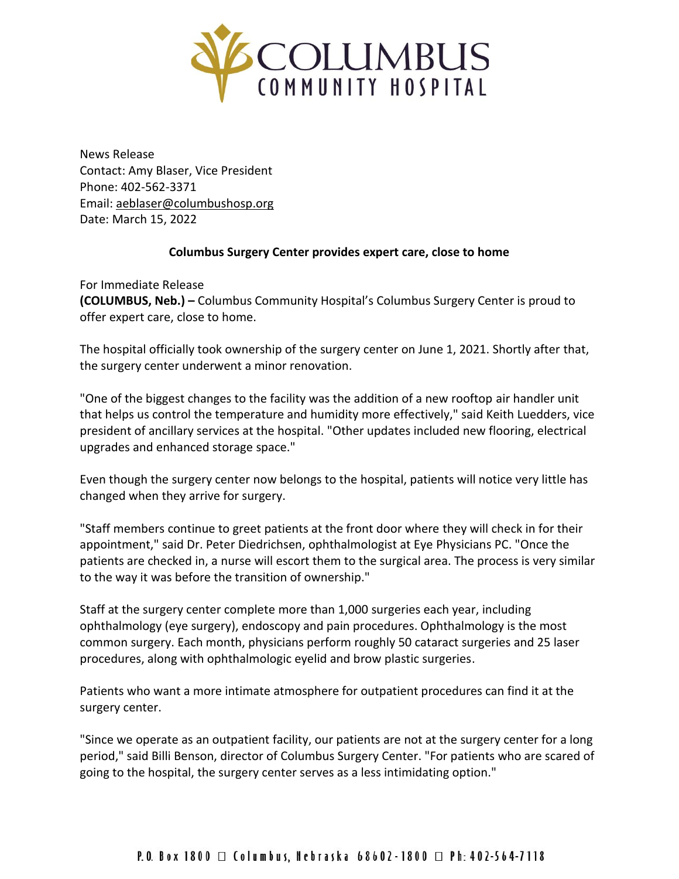# COLUMBUS COMMUNITY HOSPITAL

News Release
Contact: Amy Blaser, Vice President
Phone: 402-562-3371
Email: aeblaser@columbushosp.org
Date: March 15, 2022

**Columbus Surgery Center provides expert care, close to home**

For Immediate Release
**(COLUMBUS, Neb.) –** Columbus Community Hospital's Columbus Surgery Center is proud to offer expert care, close to home.

The hospital officially took ownership of the surgery center on June 1, 2021. Shortly after that, the surgery center underwent a minor renovation.

"One of the biggest changes to the facility was the addition of a new rooftop air handler unit that helps us control the temperature and humidity more effectively," said Keith Luedders, vice president of ancillary services at the hospital. "Other updates included new flooring, electrical upgrades and enhanced storage space."

Even though the surgery center now belongs to the hospital, patients will notice very little has changed when they arrive for surgery.

"Staff members continue to greet patients at the front door where they will check in for their appointment," said Dr. Peter Diedrichsen, ophthalmologist at Eye Physicians PC. "Once the patients are checked in, a nurse will escort them to the surgical area. The process is very similar to the way it was before the transition of ownership."

Staff at the surgery center complete more than 1,000 surgeries each year, including ophthalmology (eye surgery), endoscopy and pain procedures. Ophthalmology is the most common surgery. Each month, physicians perform roughly 50 cataract surgeries and 25 laser procedures, along with ophthalmologic eyelid and brow plastic surgeries.

Patients who want a more intimate atmosphere for outpatient procedures can find it at the surgery center.

"Since we operate as an outpatient facility, our patients are not at the surgery center for a long period," said Billi Benson, director of Columbus Surgery Center. "For patients who are scared of going to the hospital, the surgery center serves as a less intimidating option."

P.O. Box 1800 □ Columbus, Nebraska 68602-1800 □ Ph: 402-564-7118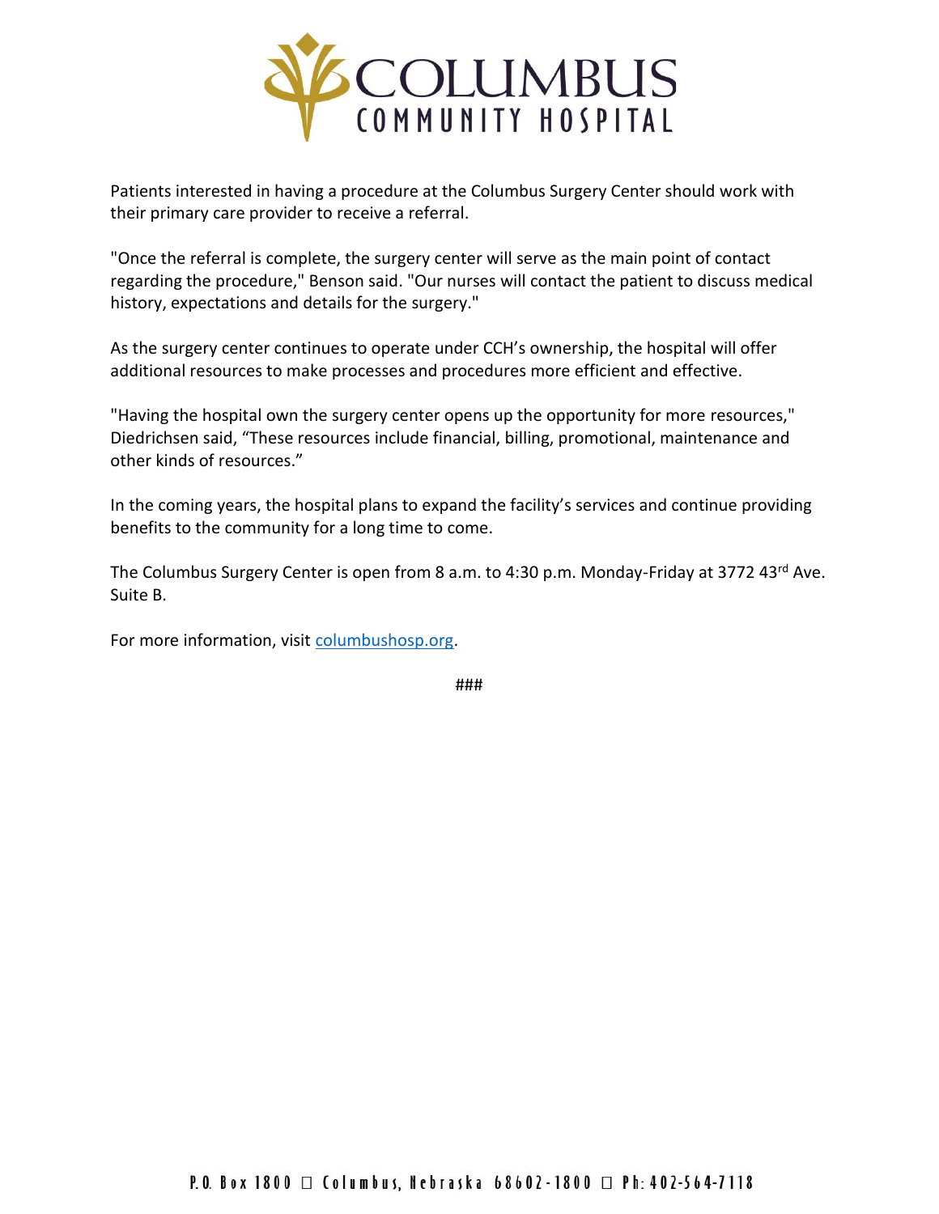Patients interested in having a procedure at the Columbus Surgery Center should work with their primary care provider to receive a referral.

"Once the referral is complete, the surgery center will serve as the main point of contact regarding the procedure," Benson said. "Our nurses will contact the patient to discuss medical history, expectations and details for the surgery."

As the surgery center continues to operate under CCH's ownership, the hospital will offer additional resources to make processes and procedures more efficient and effective.

"Having the hospital own the surgery center opens up the opportunity for more resources," Diedrichsen said, "These resources include financial, billing, promotional, maintenance and other kinds of resources."

In the coming years, the hospital plans to expand the facility's services and continue providing benefits to the community for a long time to come.

The Columbus Surgery Center is open from 8 a.m. to 4:30 p.m. Monday-Friday at 3772 43rd Ave. Suite B.

For more information, visit columbushosp.org.

###